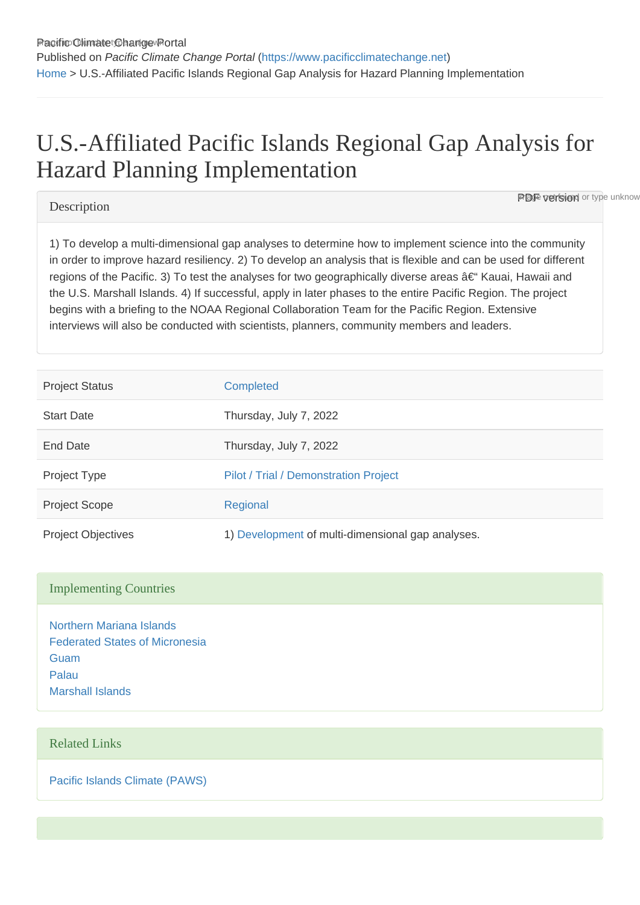Published on *Pacific Climate Change Portal* (https://www.pacificclimatechange.net)

Home > U.S.-Affiliated Pacific Islands Regional Gap Analysis for Hazard Planning Implementation

# U.S.-Affiliated Pacific Islands Regional Gap Analysis for Hazard Planning Implementation

## Description

1) To develop a multi-dimensional gap analyses to determine how to implement science into the community in order to improve hazard resiliency. 2) To develop an analysis that is flexible and can be used for different regions of the Pacific. 3) To test the analyses for two geographically diverse areas â€“ Kauai, Hawaii and the U.S. Marshall Islands. 4) If successful, apply in later phases to the entire Pacific Region. The project begins with a briefing to the NOAA Regional Collaboration Team for the Pacific Region. Extensive interviews will also be conducted with scientists, planners, community members and leaders.

| | |
|---|---|
| Project Status | Completed |
| Start Date | Thursday, July 7, 2022 |
| End Date | Thursday, July 7, 2022 |
| Project Type | Pilot / Trial / Demonstration Project |
| Project Scope | Regional |
| Project Objectives | 1) Development of multi-dimensional gap analyses. |

## Implementing Countries

Northern Mariana Islands
Federated States of Micronesia
Guam
Palau
Marshall Islands

## Related Links

Pacific Islands Climate (PAWS)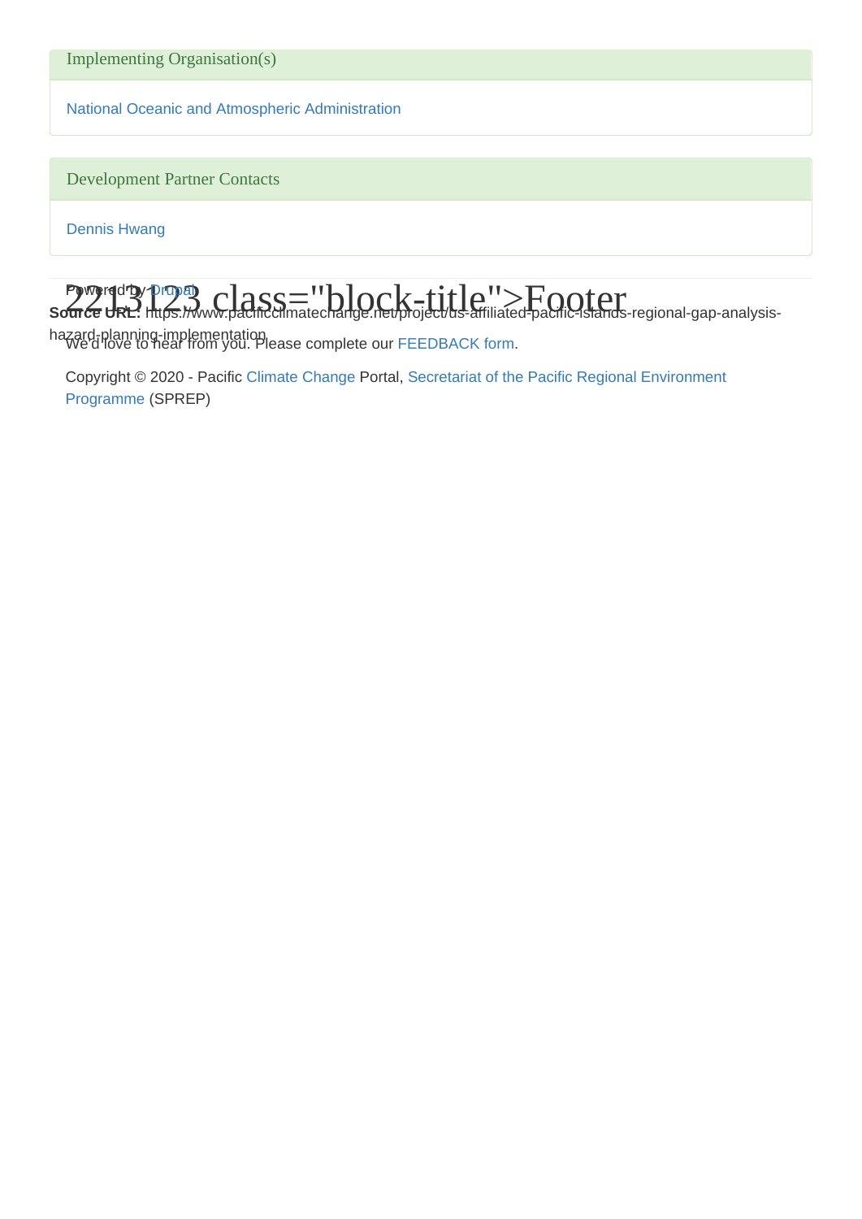### Implementing Organisation(s)

National Oceanic and Atmospheric Administration

### Development Partner Contacts

Dennis Hwang

Powered by Drupal

2213123 class="block-title">Footer

**Source URL:** https://www.pacificclimatechange.net/project/us-affiliated-pacific-islands-regional-gap-analysis-hazard-planning-implementation

We'd love to hear from you. Please complete our FEEDBACK form.

Copyright © 2020 - Pacific Climate Change Portal, Secretariat of the Pacific Regional Environment Programme (SPREP)